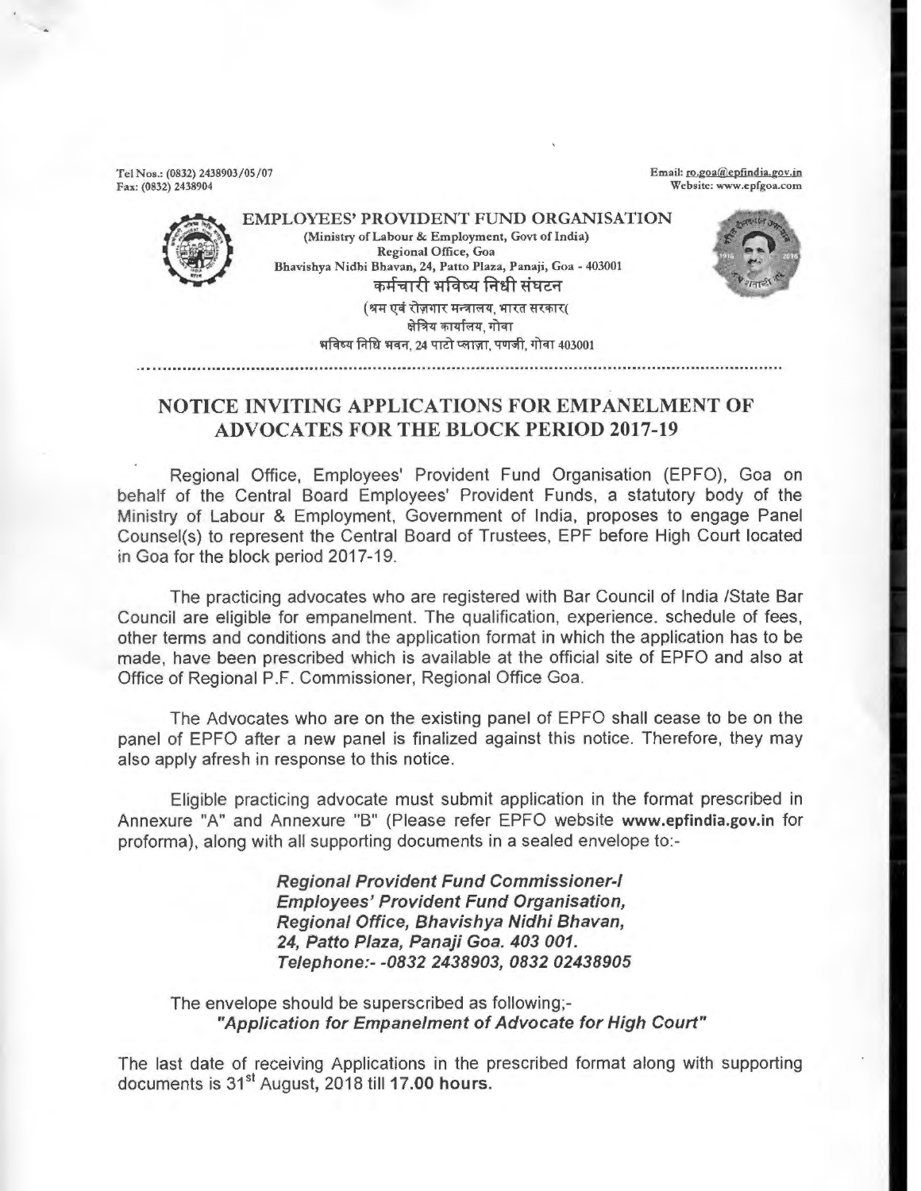Tel Nos.: (0832) 2438903/05/07
Fax: (0832) 2438904

Email: ro.goa@epfindia.gov.in
Website: www.epfgoa.com

**EMPLOYEES' PROVIDENT FUND ORGANISATION**
(Ministry of Labour & Employment, Govt of India)
Regional Office, Goa
Bhavishya Nidhi Bhavan, 24, Patto Plaza, Panaji, Goa - 403001

**कर्मचारी भविष्य निधी संघटन**
(श्रम एवं रोज़गार मन्त्रालय, भारत सरकार(
क्षेत्रिय कार्यालय, गोवा
भविष्य निधि भवन, 24 पाटो प्लाज़ा, पणजी, गोवा 403001

## NOTICE INVITING APPLICATIONS FOR EMPANELMENT OF ADVOCATES FOR THE BLOCK PERIOD 2017-19

Regional Office, Employees' Provident Fund Organisation (EPFO), Goa on behalf of the Central Board Employees' Provident Funds, a statutory body of the Ministry of Labour & Employment, Government of India, proposes to engage Panel Counsel(s) to represent the Central Board of Trustees, EPF before High Court located in Goa for the block period 2017-19.

The practicing advocates who are registered with Bar Council of India /State Bar Council are eligible for empanelment. The qualification, experience. schedule of fees, other terms and conditions and the application format in which the application has to be made, have been prescribed which is available at the official site of EPFO and also at Office of Regional P.F. Commissioner, Regional Office Goa.

The Advocates who are on the existing panel of EPFO shall cease to be on the panel of EPFO after a new panel is finalized against this notice. Therefore, they may also apply afresh in response to this notice.

Eligible practicing advocate must submit application in the format prescribed in Annexure "A" and Annexure "B" (Please refer EPFO website **www.epfindia.gov.in** for proforma), along with all supporting documents in a sealed envelope to:-

***Regional Provident Fund Commissioner-I***
***Employees' Provident Fund Organisation,***
***Regional Office, Bhavishya Nidhi Bhavan,***
***24, Patto Plaza, Panaji Goa. 403 001.***
***Telephone:- -0832 2438903, 0832 02438905***

The envelope should be superscribed as following;-
***"Application for Empanelment of Advocate for High Court"***

The last date of receiving Applications in the prescribed format along with supporting documents is 31st August, **2018** till **17.00 hours.**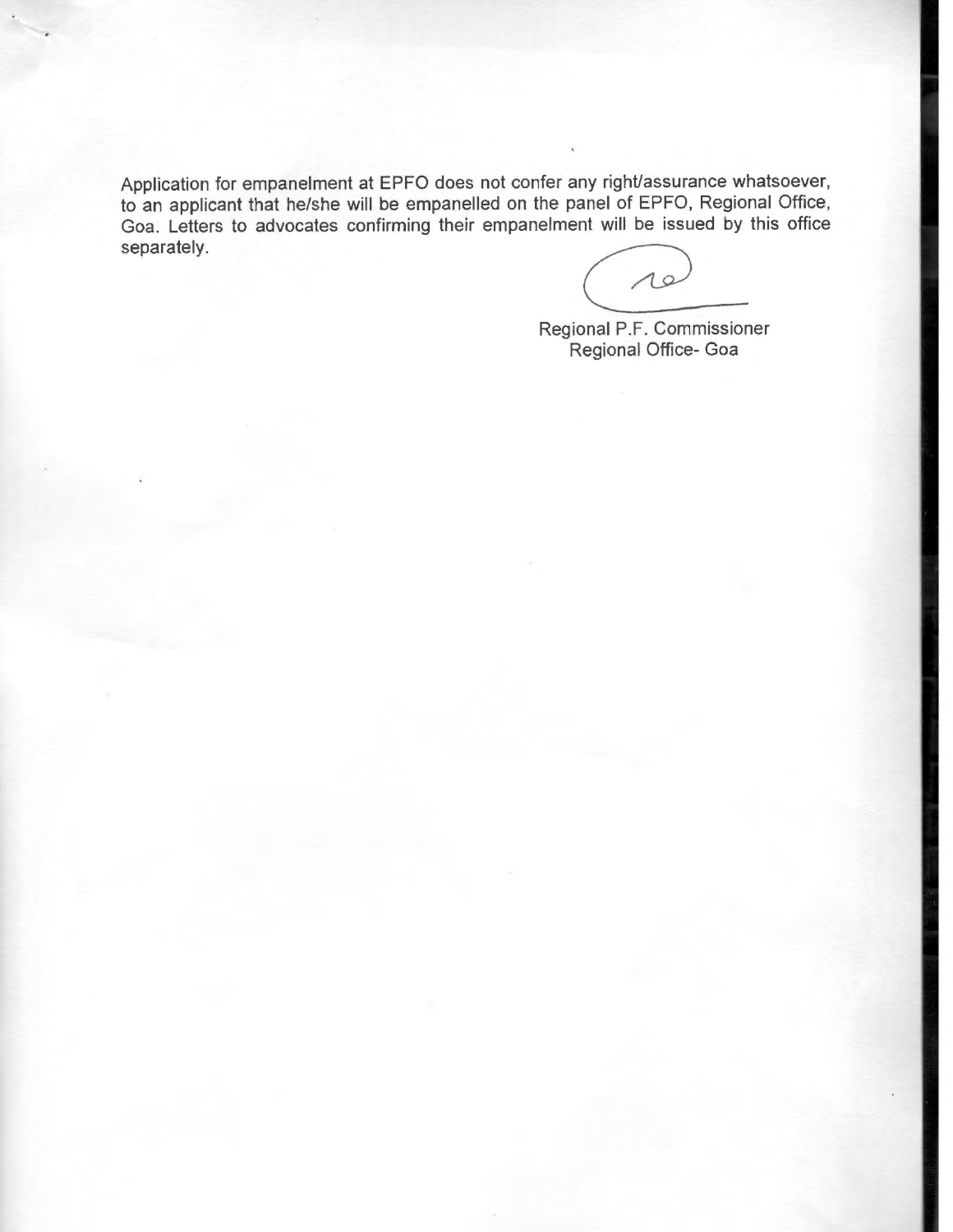Application for empanelment at EPFO does not confer any right/assurance whatsoever, to an applicant that he/she will be empanelled on the panel of EPFO, Regional Office, Goa. Letters to advocates confirming their empanelment will be issued by this office separately.

Regional P.F. Commissioner
Regional Office- Goa